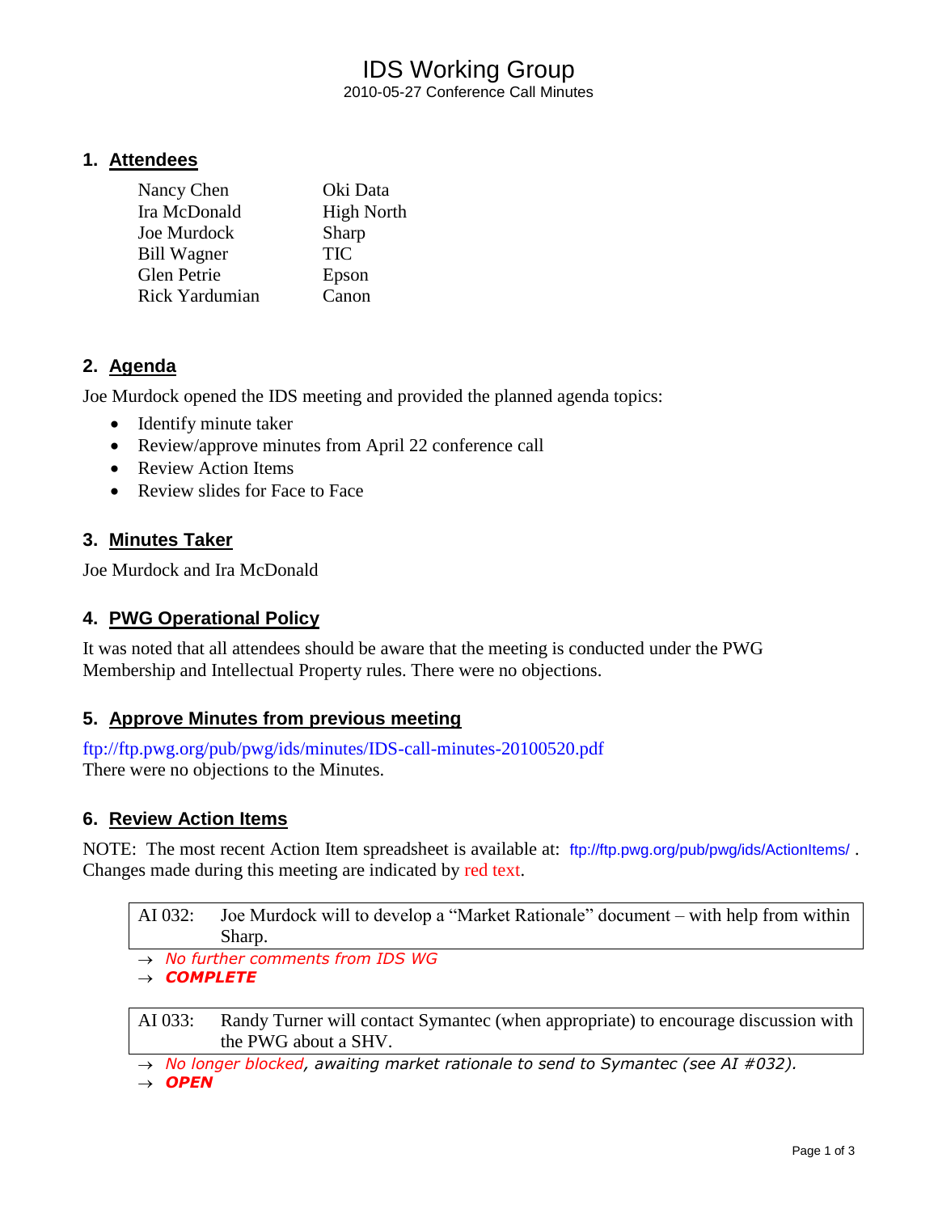# IDS Working Group

2010-05-27 Conference Call Minutes

## 1. Attendees

| | |
|---|---|
| Nancy Chen | Oki Data |
| Ira McDonald | High North |
| Joe Murdock | Sharp |
| Bill Wagner | TIC |
| Glen Petrie | Epson |
| Rick Yardumian | Canon |

## 2. Agenda

Joe Murdock opened the IDS meeting and provided the planned agenda topics:

- Identify minute taker
- Review/approve minutes from April 22 conference call
- Review Action Items
- Review slides for Face to Face

## 3. Minutes Taker

Joe Murdock and Ira McDonald

## 4. PWG Operational Policy

It was noted that all attendees should be aware that the meeting is conducted under the PWG Membership and Intellectual Property rules. There were no objections.

## 5. Approve Minutes from previous meeting

ftp://ftp.pwg.org/pub/pwg/ids/minutes/IDS-call-minutes-20100520.pdf
There were no objections to the Minutes.

## 6. Review Action Items

NOTE: The most recent Action Item spreadsheet is available at: ftp://ftp.pwg.org/pub/pwg/ids/ActionItems/ .
Changes made during this meeting are indicated by red text.

| AI 032: | Joe Murdock will to develop a "Market Rationale" document – with help from within Sharp. |
|---|---|

→ *No further comments from IDS WG*
→ ***COMPLETE***

| AI 033: | Randy Turner will contact Symantec (when appropriate) to encourage discussion with the PWG about a SHV. |
|---|---|

→ *No longer blocked, awaiting market rationale to send to Symantec (see AI #032).*
→ ***OPEN***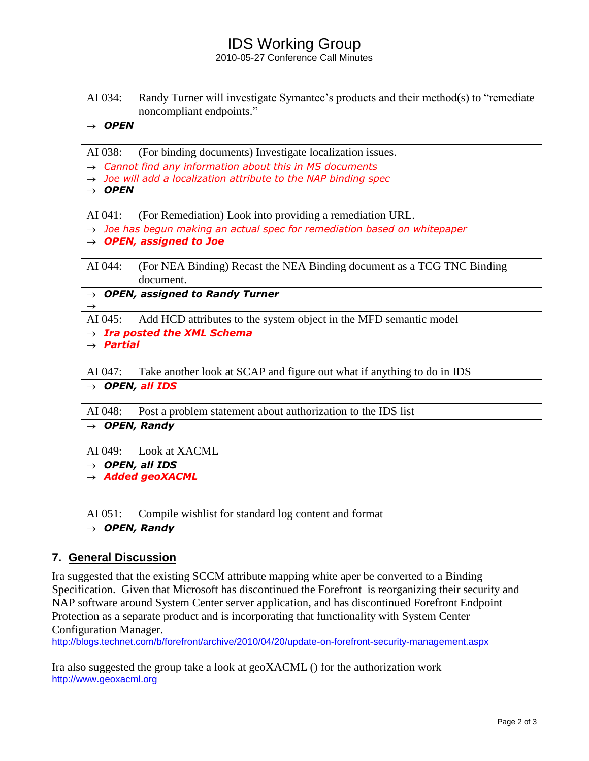# IDS Working Group

2010-05-27 Conference Call Minutes

| AI 034: | Randy Turner will investigate Symantec's products and their method(s) to "remediate noncompliant endpoints." |
|---|---|

→ ***OPEN***

| AI 038: | (For binding documents) Investigate localization issues. |
|---|---|

→ *Cannot find any information about this in MS documents*
→ *Joe will add a localization attribute to the NAP binding spec*
→ ***OPEN***

| AI 041: | (For Remediation) Look into providing a remediation URL. |
|---|---|

→ *Joe has begun making an actual spec for remediation based on whitepaper*
→ ***OPEN, assigned to Joe***

| AI 044: | (For NEA Binding) Recast the NEA Binding document as a TCG TNC Binding document. |
|---|---|

→ ***OPEN, assigned to Randy Turner***
→

| AI 045: | Add HCD attributes to the system object in the MFD semantic model |
|---|---|

→ ***Ira posted the XML Schema***
→ ***Partial***

| AI 047: | Take another look at SCAP and figure out what if anything to do in IDS |
|---|---|

→ ***OPEN, all IDS***

| AI 048: | Post a problem statement about authorization to the IDS list |
|---|---|

→ ***OPEN, Randy***

| AI 049: | Look at XACML |
|---|---|

→ ***OPEN, all IDS***
→ ***Added geoXACML***

| AI 051: | Compile wishlist for standard log content and format |
|---|---|

→ ***OPEN, Randy***

## 7. General Discussion

Ira suggested that the existing SCCM attribute mapping white aper be converted to a Binding Specification. Given that Microsoft has discontinued the Forefront is reorganizing their security and NAP software around System Center server application, and has discontinued Forefront Endpoint Protection as a separate product and is incorporating that functionality with System Center Configuration Manager.
http://blogs.technet.com/b/forefront/archive/2010/04/20/update-on-forefront-security-management.aspx

Ira also suggested the group take a look at geoXACML () for the authorization work
http://www.geoxacml.org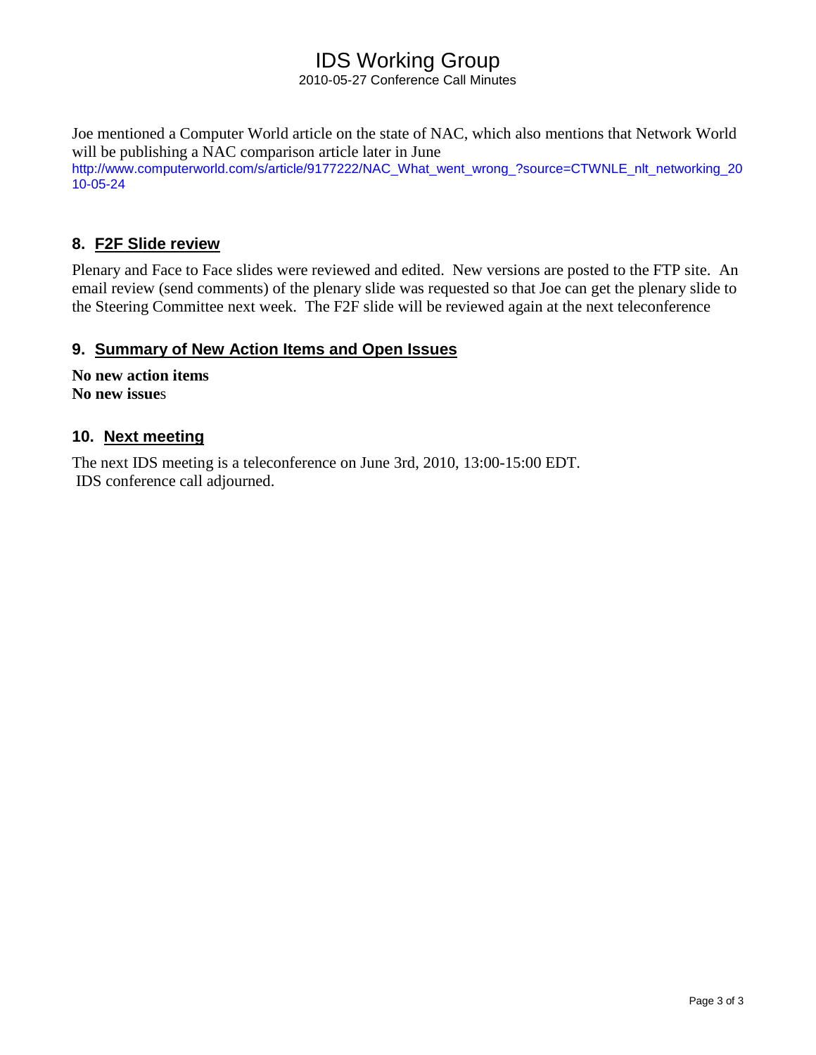Joe mentioned a Computer World article on the state of NAC, which also mentions that Network World will be publishing a NAC comparison article later in June
http://www.computerworld.com/s/article/9177222/NAC_What_went_wrong_?source=CTWNLE_nlt_networking_2010-05-24

## 8. F2F Slide review

Plenary and Face to Face slides were reviewed and edited. New versions are posted to the FTP site. An email review (send comments) of the plenary slide was requested so that Joe can get the plenary slide to the Steering Committee next week. The F2F slide will be reviewed again at the next teleconference

## 9. Summary of New Action Items and Open Issues

**No new action items**
**No new issue**s

## 10. Next meeting

The next IDS meeting is a teleconference on June 3rd, 2010, 13:00-15:00 EDT.
IDS conference call adjourned.